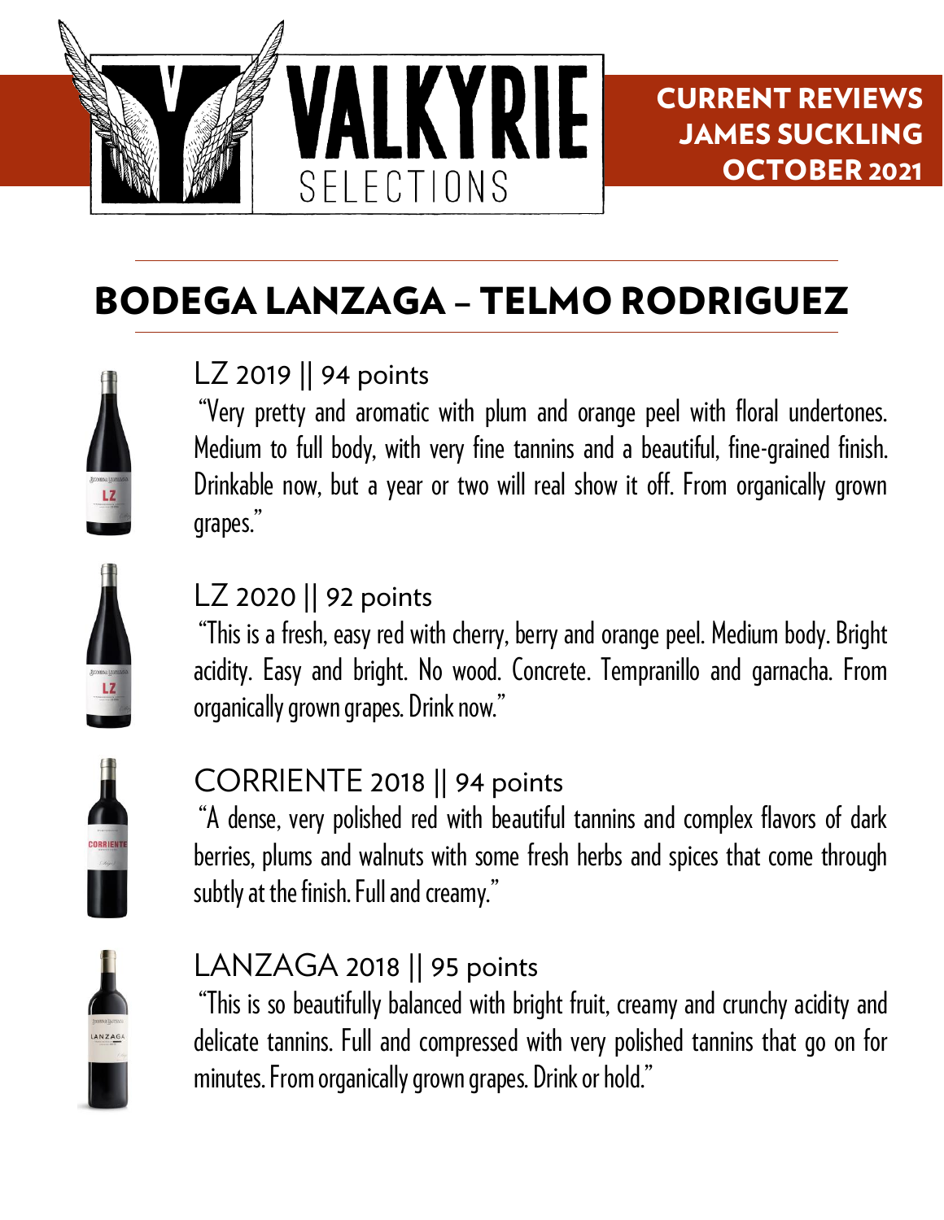VALKYRIE SELECTIONS

CURRENT REVIEWS
JAMES SUCKLING
OCTOBER 2021

# BODEGA LANZAGA – TELMO RODRIGUEZ

## LZ 2019 || 94 points

"Very pretty and aromatic with plum and orange peel with floral undertones. Medium to full body, with very fine tannins and a beautiful, fine-grained finish. Drinkable now, but a year or two will real show it off. From organically grown grapes."

## LZ 2020 || 92 points

"This is a fresh, easy red with cherry, berry and orange peel. Medium body. Bright acidity. Easy and bright. No wood. Concrete. Tempranillo and garnacha. From organically grown grapes. Drink now."

## CORRIENTE 2018 || 94 points

"A dense, very polished red with beautiful tannins and complex flavors of dark berries, plums and walnuts with some fresh herbs and spices that come through subtly at the finish. Full and creamy."

## LANZAGA 2018 || 95 points

"This is so beautifully balanced with bright fruit, creamy and crunchy acidity and delicate tannins. Full and compressed with very polished tannins that go on for minutes. From organically grown grapes. Drink or hold."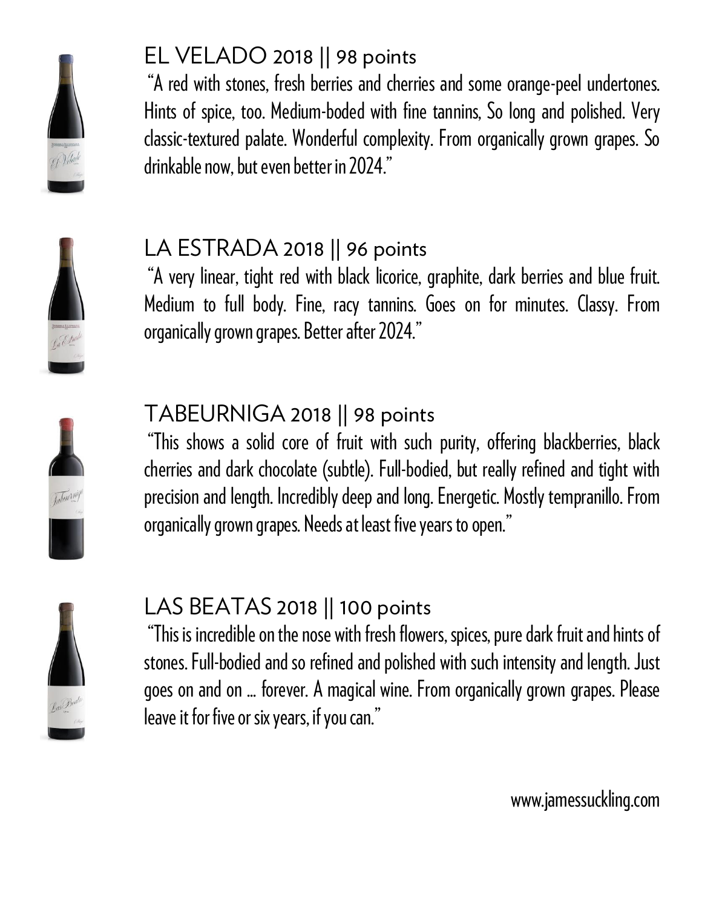## EL VELADO 2018 || 98 points

"A red with stones, fresh berries and cherries and some orange-peel undertones. Hints of spice, too. Medium-boded with fine tannins, So long and polished. Very classic-textured palate. Wonderful complexity. From organically grown grapes. So drinkable now, but even better in 2024."

## LA ESTRADA 2018 || 96 points

"A very linear, tight red with black licorice, graphite, dark berries and blue fruit. Medium to full body. Fine, racy tannins. Goes on for minutes. Classy. From organically grown grapes. Better after 2024."

## TABEURNIGA 2018 || 98 points

"This shows a solid core of fruit with such purity, offering blackberries, black cherries and dark chocolate (subtle). Full-bodied, but really refined and tight with precision and length. Incredibly deep and long. Energetic. Mostly tempranillo. From organically grown grapes. Needs at least five years to open."

## LAS BEATAS 2018 || 100 points

"This is incredible on the nose with fresh flowers, spices, pure dark fruit and hints of stones. Full-bodied and so refined and polished with such intensity and length. Just goes on and on ... forever. A magical wine. From organically grown grapes. Please leave it for five or six years, if you can."

www.jamessuckling.com